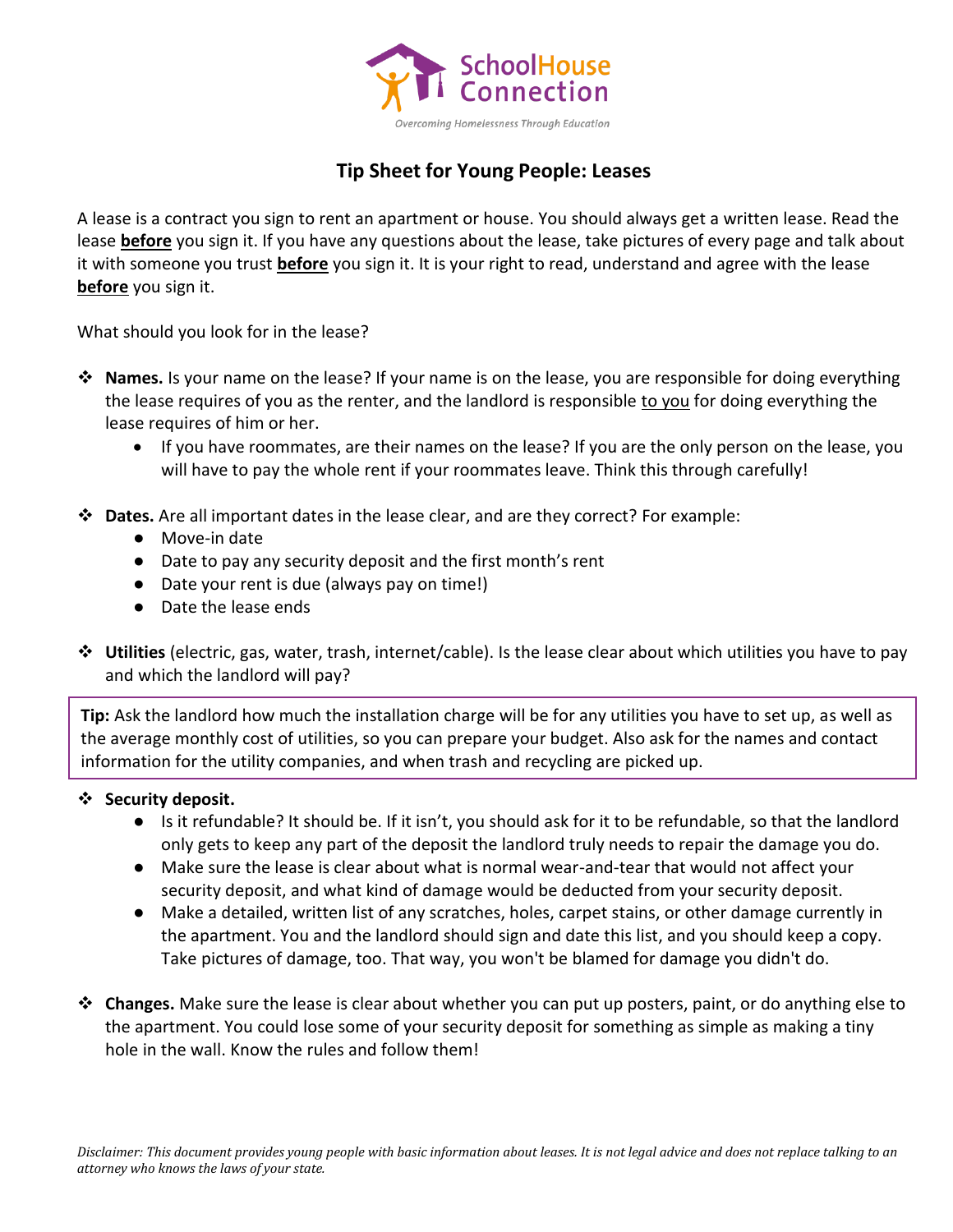SchoolHouse Connection

*Overcoming Homelessness Through Education*

# Tip Sheet for Young People: Leases

A lease is a contract you sign to rent an apartment or house. You should always get a written lease. Read the lease **before** you sign it. If you have any questions about the lease, take pictures of every page and talk about it with someone you trust **before** you sign it. It is your right to read, understand and agree with the lease **before** you sign it.

What should you look for in the lease?

- **Names.** Is your name on the lease? If your name is on the lease, you are responsible for doing everything the lease requires of you as the renter, and the landlord is responsible to you for doing everything the lease requires of him or her.
  - If you have roommates, are their names on the lease? If you are the only person on the lease, you will have to pay the whole rent if your roommates leave. Think this through carefully!

- **Dates.** Are all important dates in the lease clear, and are they correct? For example:
  - Move-in date
  - Date to pay any security deposit and the first month's rent
  - Date your rent is due (always pay on time!)
  - Date the lease ends

- **Utilities** (electric, gas, water, trash, internet/cable). Is the lease clear about which utilities you have to pay and which the landlord will pay?

> **Tip:** Ask the landlord how much the installation charge will be for any utilities you have to set up, as well as the average monthly cost of utilities, so you can prepare your budget. Also ask for the names and contact information for the utility companies, and when trash and recycling are picked up.

- **Security deposit.**
  - Is it refundable? It should be. If it isn't, you should ask for it to be refundable, so that the landlord only gets to keep any part of the deposit the landlord truly needs to repair the damage you do.
  - Make sure the lease is clear about what is normal wear-and-tear that would not affect your security deposit, and what kind of damage would be deducted from your security deposit.
  - Make a detailed, written list of any scratches, holes, carpet stains, or other damage currently in the apartment. You and the landlord should sign and date this list, and you should keep a copy. Take pictures of damage, too. That way, you won't be blamed for damage you didn't do.

- **Changes.** Make sure the lease is clear about whether you can put up posters, paint, or do anything else to the apartment. You could lose some of your security deposit for something as simple as making a tiny hole in the wall. Know the rules and follow them!

*Disclaimer: This document provides young people with basic information about leases. It is not legal advice and does not replace talking to an attorney who knows the laws of your state.*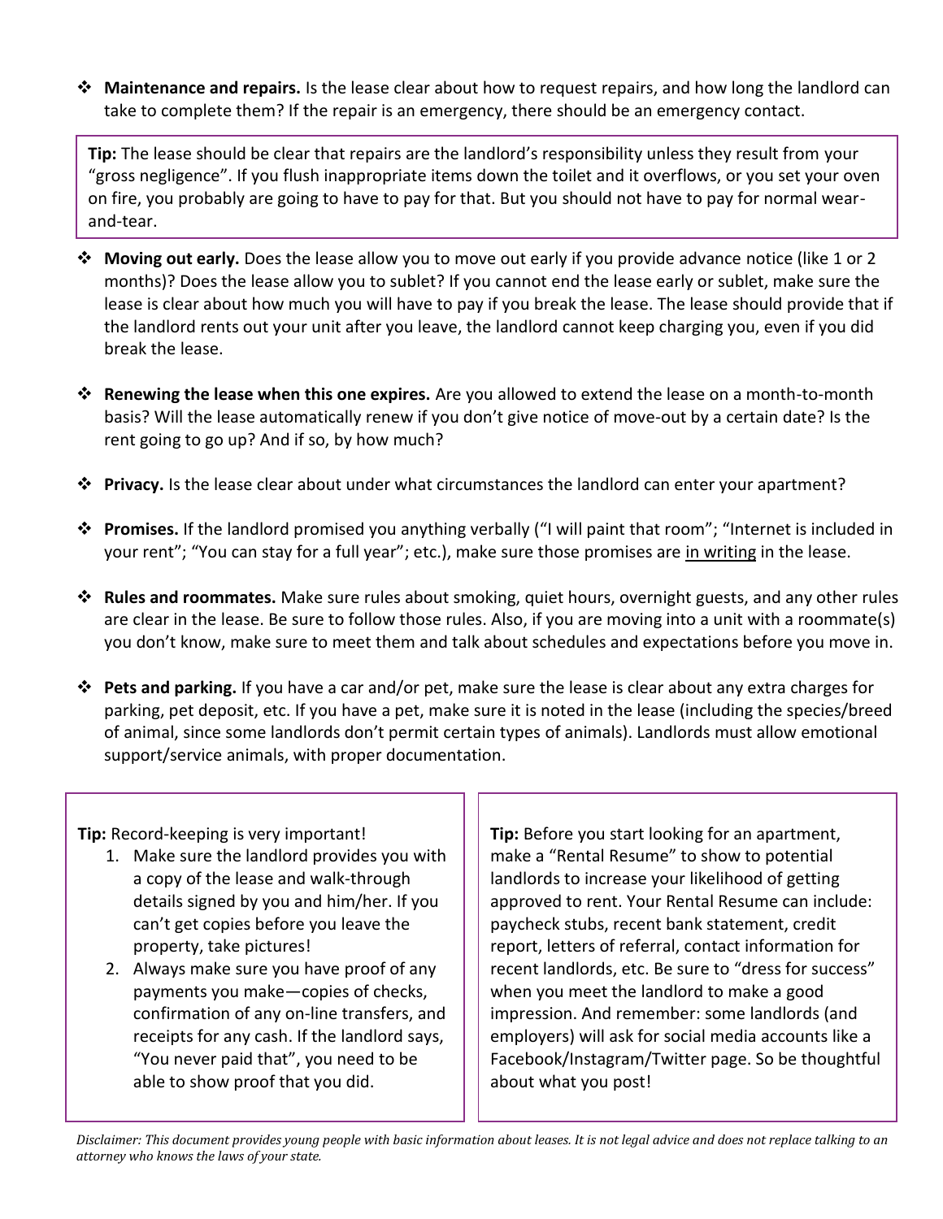- **Maintenance and repairs.** Is the lease clear about how to request repairs, and how long the landlord can take to complete them? If the repair is an emergency, there should be an emergency contact.

> **Tip:** The lease should be clear that repairs are the landlord's responsibility unless they result from your "gross negligence". If you flush inappropriate items down the toilet and it overflows, or you set your oven on fire, you probably are going to have to pay for that. But you should not have to pay for normal wear-and-tear.

- **Moving out early.** Does the lease allow you to move out early if you provide advance notice (like 1 or 2 months)? Does the lease allow you to sublet? If you cannot end the lease early or sublet, make sure the lease is clear about how much you will have to pay if you break the lease. The lease should provide that if the landlord rents out your unit after you leave, the landlord cannot keep charging you, even if you did break the lease.

- **Renewing the lease when this one expires.** Are you allowed to extend the lease on a month-to-month basis? Will the lease automatically renew if you don't give notice of move-out by a certain date? Is the rent going to go up? And if so, by how much?

- **Privacy.** Is the lease clear about under what circumstances the landlord can enter your apartment?

- **Promises.** If the landlord promised you anything verbally ("I will paint that room"; "Internet is included in your rent"; "You can stay for a full year"; etc.), make sure those promises are <u>in writing</u> in the lease.

- **Rules and roommates.** Make sure rules about smoking, quiet hours, overnight guests, and any other rules are clear in the lease. Be sure to follow those rules. Also, if you are moving into a unit with a roommate(s) you don't know, make sure to meet them and talk about schedules and expectations before you move in.

- **Pets and parking.** If you have a car and/or pet, make sure the lease is clear about any extra charges for parking, pet deposit, etc. If you have a pet, make sure it is noted in the lease (including the species/breed of animal, since some landlords don't permit certain types of animals). Landlords must allow emotional support/service animals, with proper documentation.

> **Tip:** Record-keeping is very important!
> 1. Make sure the landlord provides you with a copy of the lease and walk-through details signed by you and him/her. If you can't get copies before you leave the property, take pictures!
> 2. Always make sure you have proof of any payments you make—copies of checks, confirmation of any on-line transfers, and receipts for any cash. If the landlord says, "You never paid that", you need to be able to show proof that you did.

> **Tip:** Before you start looking for an apartment, make a "Rental Resume" to show to potential landlords to increase your likelihood of getting approved to rent. Your Rental Resume can include: paycheck stubs, recent bank statement, credit report, letters of referral, contact information for recent landlords, etc. Be sure to "dress for success" when you meet the landlord to make a good impression. And remember: some landlords (and employers) will ask for social media accounts like a Facebook/Instagram/Twitter page. So be thoughtful about what you post!

*Disclaimer: This document provides young people with basic information about leases. It is not legal advice and does not replace talking to an attorney who knows the laws of your state.*